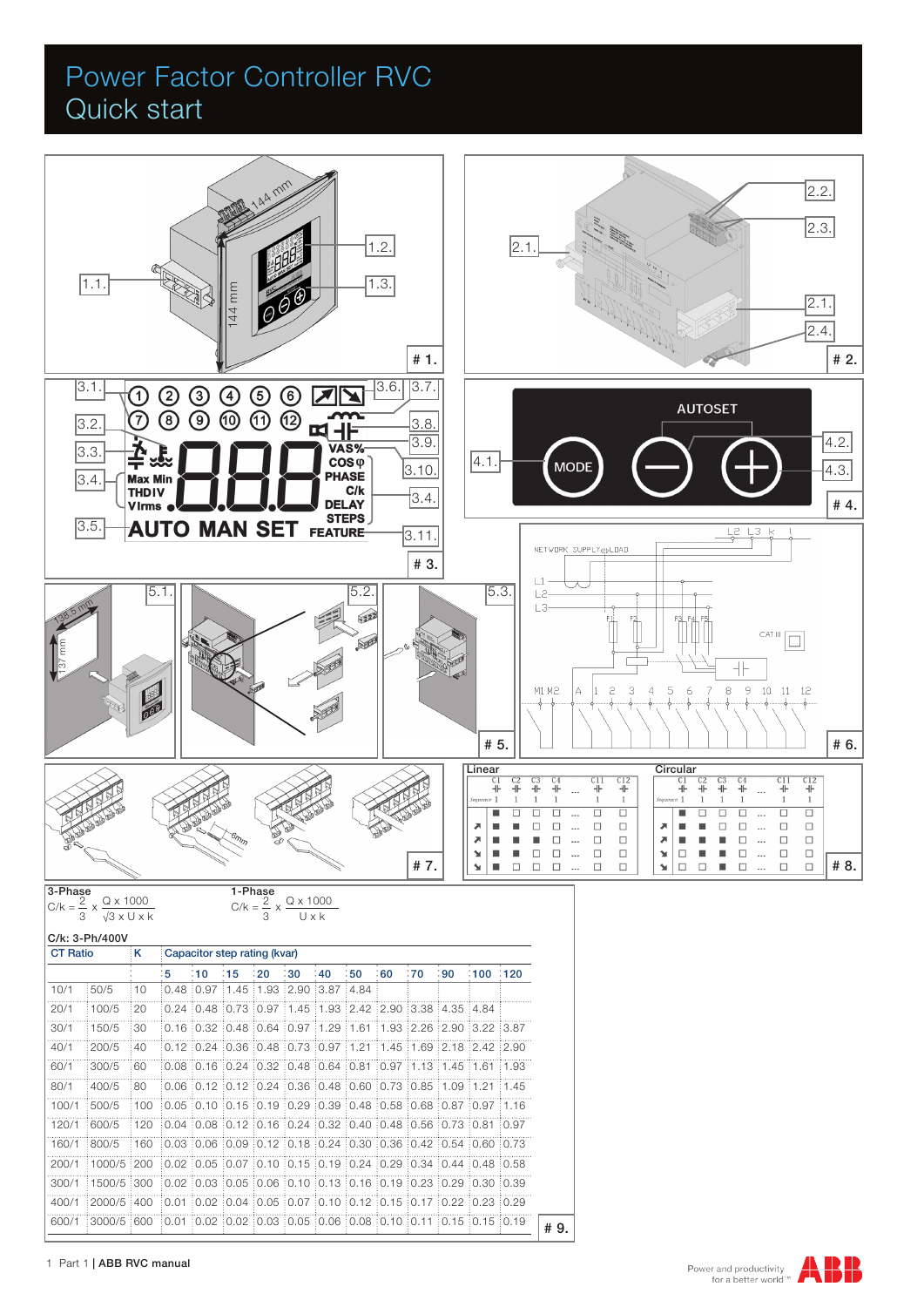# Power Factor Controller RVC
## Quick start

144 mm

144 mm

1.1. 1.2. 1.3.

# 1.

2.1. 2.2. 2.3. 2.1. 2.4.

# 2.

3.1. 3.2. 3.3. 3.4. 3.5. 3.6. 3.7. 3.8. 3.9. 3.10. 3.4. 3.11.

1 2 3 4 5 6 7 8 9 10 11 12

Max Min THDIV VIrms

VAS% COS φ PHASE C/k DELAY STEPS FEATURE

AUTO MAN SET

# 3.

AUTOSET

MODE

4.1. 4.2. 4.3.

# 4.

5.1. 5.2. 5.3.

138.5 mm

137 mm

# 5.

NETWORK SUPPLY LOAD

L1 L2 L3 k l

F1 F2 F3 F4 F5

CAT III

M1 M2 A 1 2 3 4 5 6 7 8 9 10 11 12

# 6.

6mm

# 7.

Linear

Circular

# 8.

3-Phase

$$C/k = \frac{2}{3} \times \frac{Q \times 1000}{\sqrt{3} \times U \times k}$$

1-Phase

$$C/k = \frac{2}{3} \times \frac{Q \times 1000}{U \times k}$$

C/k: 3-Ph/400V

| CT Ratio | | K | Capacitor step rating (kvar) | | | | | | | | | | | |
|---|---|---|---|---|---|---|---|---|---|---|---|---|---|---|
| | | | 5 | 10 | 15 | 20 | 30 | 40 | 50 | 60 | 70 | 90 | 100 | 120 |
| 10/1 | 50/5 | 10 | 0.48 | 0.97 | 1.45 | 1.93 | 2.90 | 3.87 | 4.84 | | | | | |
| 20/1 | 100/5 | 20 | 0.24 | 0.48 | 0.73 | 0.97 | 1.45 | 1.93 | 2.42 | 2.90 | 3.38 | 4.35 | 4.84 | |
| 30/1 | 150/5 | 30 | 0.16 | 0.32 | 0.48 | 0.64 | 0.97 | 1.29 | 1.61 | 1.93 | 2.26 | 2.90 | 3.22 | 3.87 |
| 40/1 | 200/5 | 40 | 0.12 | 0.24 | 0.36 | 0.48 | 0.73 | 0.97 | 1.21 | 1.45 | 1.69 | 2.18 | 2.42 | 2.90 |
| 60/1 | 300/5 | 60 | 0.08 | 0.16 | 0.24 | 0.32 | 0.48 | 0.64 | 0.81 | 0.97 | 1.13 | 1.45 | 1.61 | 1.93 |
| 80/1 | 400/5 | 80 | 0.06 | 0.12 | 0.12 | 0.24 | 0.36 | 0.48 | 0.60 | 0.73 | 0.85 | 1.09 | 1.21 | 1.45 |
| 100/1 | 500/5 | 100 | 0.05 | 0.10 | 0.15 | 0.19 | 0.29 | 0.39 | 0.48 | 0.58 | 0.68 | 0.87 | 0.97 | 1.16 |
| 120/1 | 600/5 | 120 | 0.04 | 0.08 | 0.12 | 0.16 | 0.24 | 0.32 | 0.40 | 0.48 | 0.56 | 0.73 | 0.81 | 0.97 |
| 160/1 | 800/5 | 160 | 0.03 | 0.06 | 0.09 | 0.12 | 0.18 | 0.24 | 0.30 | 0.36 | 0.42 | 0.54 | 0.60 | 0.73 |
| 200/1 | 1000/5 | 200 | 0.02 | 0.05 | 0.07 | 0.10 | 0.15 | 0.19 | 0.24 | 0.29 | 0.34 | 0.44 | 0.48 | 0.58 |
| 300/1 | 1500/5 | 300 | 0.02 | 0.03 | 0.05 | 0.06 | 0.10 | 0.13 | 0.16 | 0.19 | 0.23 | 0.29 | 0.30 | 0.39 |
| 400/1 | 2000/5 | 400 | 0.01 | 0.02 | 0.04 | 0.05 | 0.07 | 0.10 | 0.12 | 0.15 | 0.17 | 0.22 | 0.23 | 0.29 |
| 600/1 | 3000/5 | 600 | 0.01 | 0.02 | 0.02 | 0.03 | 0.05 | 0.06 | 0.08 | 0.10 | 0.11 | 0.15 | 0.15 | 0.19 |

# 9.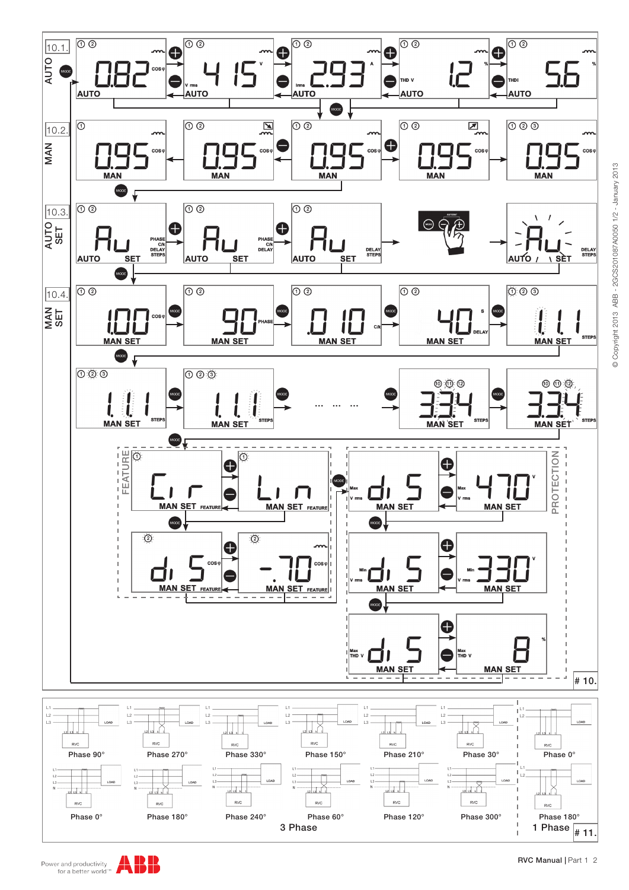10.1. AUTO

0.82 cosφ AUTO
415 V rms AUTO
293 A Irms AUTO
12 % THD V AUTO
5.6 % THDI AUTO

10.2. MAN

0.95 cosφ MAN
0.95 cosφ MAN
0.95 cosφ MAN
0.95 cosφ MAN
0.95 cosφ MAN

10.3. AUTO SET

Au PHASE C/k DELAY STEPS AUTO SET
Au PHASE C/k DELAY AUTO SET
Au DELAY STEPS AUTO SET
AUTOSET
Au DELAY STEPS AUTO SET

10.4. MAN SET

1.00 cosφ MAN SET
90 PHASE MAN SET
0.10 C/k MAN SET
40 s DELAY MAN SET
1.1.1 STEPS MAN SET
1.1.1 STEPS MAN SET
1.1.1 STEPS MAN SET
...
3.3.4 STEPS MAN SET
3.3.4 STEPS MAN SET

FEATURE

Cir MAN SET FEATURE
Lin MAN SET FEATURE
diS cosφ MAN SET FEATURE
-.70 cosφ MAN SET FEATURE

PROTECTION

Max V rms diS MAN SET
Max V rms 470 V MAN SET
Min V rms diS MAN SET
Min V rms 330 V MAN SET
Max THD V diS MAN SET
Max THD V 8 % MAN SET

# 10.

3 Phase

Phase 90°
Phase 270°
Phase 330°
Phase 150°
Phase 210°
Phase 30°
Phase 0°
Phase 180°
Phase 240°
Phase 60°
Phase 120°
Phase 300°

1 Phase

Phase 0°
Phase 180°

# 11.

© Copyright 2013 ABB - 2GCS201087A0050 1/2 - January 2013

Power and productivity for a better world™ ABB